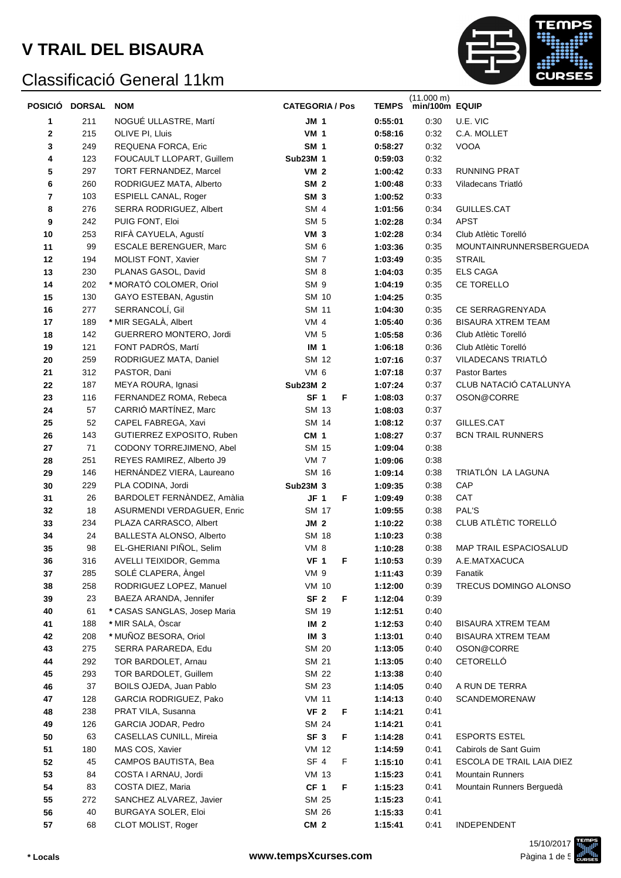# V TRAIL DEL BISAURA

## Classificació General 11km

| POSICIÓ | DORSAL | NOM | CATEGORIA / Pos | | TEMPS | (11.000 m) min/100m | EQUIP |
|---|---|---|---|---|---|---|---|
| 1 | 211 | NOGUÉ ULLASTRE, Martí | **JM 1** | | **0:55:01** | 0:30 | U.E. VIC |
| 2 | 215 | OLIVE PI, Lluis | **VM 1** | | **0:58:16** | 0:32 | C.A. MOLLET |
| 3 | 249 | REQUENA FORCA, Eric | **SM 1** | | **0:58:27** | 0:32 | VOOA |
| 4 | 123 | FOUCAULT LLOPART, Guillem | **Sub23M 1** | | **0:59:03** | 0:32 | |
| 5 | 297 | TORT FERNANDEZ, Marcel | **VM 2** | | **1:00:42** | 0:33 | RUNNING PRAT |
| 6 | 260 | RODRIGUEZ MATA, Alberto | **SM 2** | | **1:00:48** | 0:33 | Viladecans Triatló |
| 7 | 103 | ESPIELL CANAL, Roger | **SM 3** | | **1:00:52** | 0:33 | |
| 8 | 276 | SERRA RODRIGUEZ, Albert | SM 4 | | **1:01:56** | 0:34 | GUILLES.CAT |
| 9 | 242 | PUIG FONT, Eloi | SM 5 | | **1:02:28** | 0:34 | APST |
| 10 | 253 | RIFÀ CAYUELA, Agustí | **VM 3** | | **1:02:28** | 0:34 | Club Atlètic Torelló |
| 11 | 99 | ESCALE BERENGUER, Marc | SM 6 | | **1:03:36** | 0:35 | MOUNTAINRUNNERSBERGUEDA |
| 12 | 194 | MOLIST FONT, Xavier | SM 7 | | **1:03:49** | 0:35 | STRAIL |
| 13 | 230 | PLANAS GASOL, David | SM 8 | | **1:04:03** | 0:35 | ELS CAGA |
| 14 | 202 | * MORATÓ COLOMER, Oriol | SM 9 | | **1:04:19** | 0:35 | CE TORELLO |
| 15 | 130 | GAYO ESTEBAN, Agustin | SM 10 | | **1:04:25** | 0:35 | |
| 16 | 277 | SERRANCOLÍ, Gil | SM 11 | | **1:04:30** | 0:35 | CE SERRAGRENYADA |
| 17 | 189 | * MIR SEGALÀ, Albert | VM 4 | | **1:05:40** | 0:36 | BISAURA XTREM TEAM |
| 18 | 142 | GUERRERO MONTERO, Jordi | VM 5 | | **1:05:58** | 0:36 | Club Atlètic Torelló |
| 19 | 121 | FONT PADRÓS, Martí | **IM 1** | | **1:06:18** | 0:36 | Club Atlètic Torelló |
| 20 | 259 | RODRIGUEZ MATA, Daniel | SM 12 | | **1:07:16** | 0:37 | VILADECANS TRIATLÓ |
| 21 | 312 | PASTOR, Dani | VM 6 | | **1:07:18** | 0:37 | Pastor Bartes |
| 22 | 187 | MEYA ROURA, Ignasi | **Sub23M 2** | | **1:07:24** | 0:37 | CLUB NATACIÓ CATALUNYA |
| 23 | 116 | FERNANDEZ ROMA, Rebeca | **SF 1** | **F** | **1:08:03** | 0:37 | OSON@CORRE |
| 24 | 57 | CARRIÓ MARTÍNEZ, Marc | SM 13 | | **1:08:03** | 0:37 | |
| 25 | 52 | CAPEL FABREGA, Xavi | SM 14 | | **1:08:12** | 0:37 | GILLES.CAT |
| 26 | 143 | GUTIERREZ EXPOSITO, Ruben | **CM 1** | | **1:08:27** | 0:37 | BCN TRAIL RUNNERS |
| 27 | 71 | CODONY TORREJIMENO, Abel | SM 15 | | **1:09:04** | 0:38 | |
| 28 | 251 | REYES RAMIREZ, Alberto J9 | VM 7 | | **1:09:06** | 0:38 | |
| 29 | 146 | HERNÁNDEZ VIERA, Laureano | SM 16 | | **1:09:14** | 0:38 | TRIATLÓN LA LAGUNA |
| 30 | 229 | PLA CODINA, Jordi | **Sub23M 3** | | **1:09:35** | 0:38 | CAP |
| 31 | 26 | BARDOLET FERNÀNDEZ, Amàlia | **JF 1** | **F** | **1:09:49** | 0:38 | CAT |
| 32 | 18 | ASURMENDI VERDAGUER, Enric | SM 17 | | **1:09:55** | 0:38 | PAL'S |
| 33 | 234 | PLAZA CARRASCO, Albert | **JM 2** | | **1:10:22** | 0:38 | CLUB ATLÈTIC TORELLÓ |
| 34 | 24 | BALLESTA ALONSO, Alberto | SM 18 | | **1:10:23** | 0:38 | |
| 35 | 98 | EL-GHERIANI PIÑOL, Selim | VM 8 | | **1:10:28** | 0:38 | MAP TRAIL ESPACIOSALUD |
| 36 | 316 | AVELLI TEIXIDOR, Gemma | **VF 1** | **F** | **1:10:53** | 0:39 | A.E.MATXACUCA |
| 37 | 285 | SOLÉ CLAPERA, Àngel | VM 9 | | **1:11:43** | 0:39 | Fanatik |
| 38 | 258 | RODRIGUEZ LOPEZ, Manuel | VM 10 | | **1:12:00** | 0:39 | TRECUS DOMINGO ALONSO |
| 39 | 23 | BAEZA ARANDA, Jennifer | **SF 2** | **F** | **1:12:04** | 0:39 | |
| 40 | 61 | * CASAS SANGLAS, Josep Maria | SM 19 | | **1:12:51** | 0:40 | |
| 41 | 188 | * MIR SALA, Òscar | **IM 2** | | **1:12:53** | 0:40 | BISAURA XTREM TEAM |
| 42 | 208 | * MUÑOZ BESORA, Oriol | **IM 3** | | **1:13:01** | 0:40 | BISAURA XTREM TEAM |
| 43 | 275 | SERRA PAREDA, Edu | SM 20 | | **1:13:05** | 0:40 | OSON@CORRE |
| 44 | 292 | TOR BARDOLET, Arnau | SM 21 | | **1:13:05** | 0:40 | CETORELLÓ |
| 45 | 293 | TOR BARDOLET, Guillem | SM 22 | | **1:13:38** | 0:40 | |
| 46 | 37 | BOILS OJEDA, Juan Pablo | SM 23 | | **1:14:05** | 0:40 | A RUN DE TERRA |
| 47 | 128 | GARCIA RODRIGUEZ, Pako | VM 11 | | **1:14:13** | 0:40 | SCANDEMORENAW |
| 48 | 238 | PRAT VILA, Susanna | **VF 2** | **F** | **1:14:21** | 0:41 | |
| 49 | 126 | GARCIA JODAR, Pedro | SM 24 | | **1:14:21** | 0:41 | |
| 50 | 63 | CASELLAS CUNILL, Mireia | **SF 3** | **F** | **1:14:28** | 0:41 | ESPORTS ESTEL |
| 51 | 180 | MAS COS, Xavier | VM 12 | | **1:14:59** | 0:41 | Cabirols de Sant Guim |
| 52 | 45 | CAMPOS BAUTISTA, Bea | SF 4 | F | **1:15:10** | 0:41 | ESCOLA DE TRAIL LAIA DIEZ |
| 53 | 84 | COSTA I ARNAU, Jordi | VM 13 | | **1:15:23** | 0:41 | Mountain Runners |
| 54 | 83 | COSTA DIEZ, Maria | **CF 1** | **F** | **1:15:23** | 0:41 | Mountain Runners Berguedà |
| 55 | 272 | SANCHEZ ALVAREZ, Javier | SM 25 | | **1:15:23** | 0:41 | |
| 56 | 40 | BURGAYA SOLER, Eloi | SM 26 | | **1:15:33** | 0:41 | |
| 57 | 68 | CLOT MOLIST, Roger | **CM 2** | | **1:15:41** | 0:41 | INDEPENDENT |

\* Locals

www.tempsXcurses.com

15/10/2017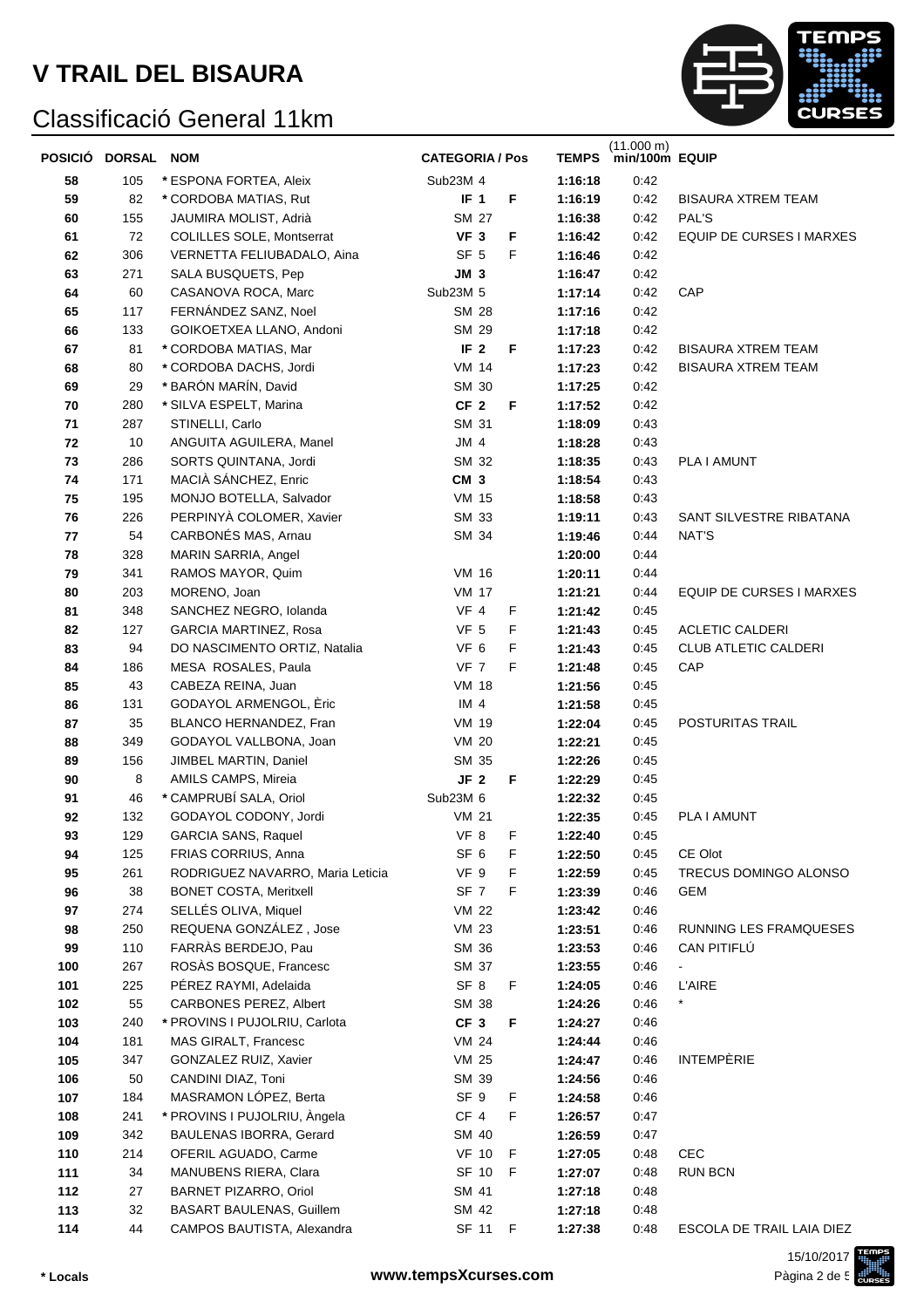# V TRAIL DEL BISAURA

## Classificació General 11km

| POSICIÓ | DORSAL | NOM | CATEGORIA / Pos | | TEMPS | (11.000 m) min/100m | EQUIP |
|---|---|---|---|---|---|---|---|
| 58 | 105 | * ESPONA FORTEA, Aleix | Sub23M 4 | | 1:16:18 | 0:42 | |
| 59 | 82 | * CORDOBA MATIAS, Rut | IF 1 | F | 1:16:19 | 0:42 | BISAURA XTREM TEAM |
| 60 | 155 | JAUMIRA MOLIST, Adrià | SM 27 | | 1:16:38 | 0:42 | PAL'S |
| 61 | 72 | COLILLES SOLE, Montserrat | VF 3 | F | 1:16:42 | 0:42 | EQUIP DE CURSES I MARXES |
| 62 | 306 | VERNETTA FELIUBADALO, Aina | SF 5 | F | 1:16:46 | 0:42 | |
| 63 | 271 | SALA BUSQUETS, Pep | JM 3 | | 1:16:47 | 0:42 | |
| 64 | 60 | CASANOVA ROCA, Marc | Sub23M 5 | | 1:17:14 | 0:42 | CAP |
| 65 | 117 | FERNÁNDEZ SANZ, Noel | SM 28 | | 1:17:16 | 0:42 | |
| 66 | 133 | GOIKOETXEA LLANO, Andoni | SM 29 | | 1:17:18 | 0:42 | |
| 67 | 81 | * CORDOBA MATIAS, Mar | IF 2 | F | 1:17:23 | 0:42 | BISAURA XTREM TEAM |
| 68 | 80 | * CORDOBA DACHS, Jordi | VM 14 | | 1:17:23 | 0:42 | BISAURA XTREM TEAM |
| 69 | 29 | * BARÓN MARÍN, David | SM 30 | | 1:17:25 | 0:42 | |
| 70 | 280 | * SILVA ESPELT, Marina | CF 2 | F | 1:17:52 | 0:42 | |
| 71 | 287 | STINELLI, Carlo | SM 31 | | 1:18:09 | 0:43 | |
| 72 | 10 | ANGUITA AGUILERA, Manel | JM 4 | | 1:18:28 | 0:43 | |
| 73 | 286 | SORTS QUINTANA, Jordi | SM 32 | | 1:18:35 | 0:43 | PLA I AMUNT |
| 74 | 171 | MACIÀ SÁNCHEZ, Enric | CM 3 | | 1:18:54 | 0:43 | |
| 75 | 195 | MONJO BOTELLA, Salvador | VM 15 | | 1:18:58 | 0:43 | |
| 76 | 226 | PERPINYÀ COLOMER, Xavier | SM 33 | | 1:19:11 | 0:43 | SANT SILVESTRE RIBATANA |
| 77 | 54 | CARBONÉS MAS, Arnau | SM 34 | | 1:19:46 | 0:44 | NAT'S |
| 78 | 328 | MARIN SARRIA, Angel | | | 1:20:00 | 0:44 | |
| 79 | 341 | RAMOS MAYOR, Quim | VM 16 | | 1:20:11 | 0:44 | |
| 80 | 203 | MORENO, Joan | VM 17 | | 1:21:21 | 0:44 | EQUIP DE CURSES I MARXES |
| 81 | 348 | SANCHEZ NEGRO, Iolanda | VF 4 | F | 1:21:42 | 0:45 | |
| 82 | 127 | GARCIA MARTINEZ, Rosa | VF 5 | F | 1:21:43 | 0:45 | ACLETIC CALDERI |
| 83 | 94 | DO NASCIMENTO ORTIZ, Natalia | VF 6 | F | 1:21:43 | 0:45 | CLUB ATLETIC CALDERI |
| 84 | 186 | MESA ROSALES, Paula | VF 7 | F | 1:21:48 | 0:45 | CAP |
| 85 | 43 | CABEZA REINA, Juan | VM 18 | | 1:21:56 | 0:45 | |
| 86 | 131 | GODAYOL ARMENGOL, Èric | IM 4 | | 1:21:58 | 0:45 | |
| 87 | 35 | BLANCO HERNANDEZ, Fran | VM 19 | | 1:22:04 | 0:45 | POSTURITAS TRAIL |
| 88 | 349 | GODAYOL VALLBONA, Joan | VM 20 | | 1:22:21 | 0:45 | |
| 89 | 156 | JIMBEL MARTIN, Daniel | SM 35 | | 1:22:26 | 0:45 | |
| 90 | 8 | AMILS CAMPS, Mireia | JF 2 | F | 1:22:29 | 0:45 | |
| 91 | 46 | * CAMPRUBÍ SALA, Oriol | Sub23M 6 | | 1:22:32 | 0:45 | |
| 92 | 132 | GODAYOL CODONY, Jordi | VM 21 | | 1:22:35 | 0:45 | PLA I AMUNT |
| 93 | 129 | GARCIA SANS, Raquel | VF 8 | F | 1:22:40 | 0:45 | |
| 94 | 125 | FRIAS CORRIUS, Anna | SF 6 | F | 1:22:50 | 0:45 | CE Olot |
| 95 | 261 | RODRIGUEZ NAVARRO, Maria Leticia | VF 9 | F | 1:22:59 | 0:45 | TRECUS DOMINGO ALONSO |
| 96 | 38 | BONET COSTA, Meritxell | SF 7 | F | 1:23:39 | 0:46 | GEM |
| 97 | 274 | SELLÉS OLIVA, Miquel | VM 22 | | 1:23:42 | 0:46 | |
| 98 | 250 | REQUENA GONZÁLEZ , Jose | VM 23 | | 1:23:51 | 0:46 | RUNNING LES FRAMQUESES |
| 99 | 110 | FARRÀS BERDEJO, Pau | SM 36 | | 1:23:53 | 0:46 | CAN PITIFLÚ |
| 100 | 267 | ROSÀS BOSQUE, Francesc | SM 37 | | 1:23:55 | 0:46 | - |
| 101 | 225 | PÉREZ RAYMI, Adelaida | SF 8 | F | 1:24:05 | 0:46 | L'AIRE |
| 102 | 55 | CARBONES PEREZ, Albert | SM 38 | | 1:24:26 | 0:46 | * |
| 103 | 240 | * PROVINS I PUJOLRIU, Carlota | CF 3 | F | 1:24:27 | 0:46 | |
| 104 | 181 | MAS GIRALT, Francesc | VM 24 | | 1:24:44 | 0:46 | |
| 105 | 347 | GONZALEZ RUIZ, Xavier | VM 25 | | 1:24:47 | 0:46 | INTEMPÈRIE |
| 106 | 50 | CANDINI DIAZ, Toni | SM 39 | | 1:24:56 | 0:46 | |
| 107 | 184 | MASRAMON LÓPEZ, Berta | SF 9 | F | 1:24:58 | 0:46 | |
| 108 | 241 | * PROVINS I PUJOLRIU, Àngela | CF 4 | F | 1:26:57 | 0:47 | |
| 109 | 342 | BAULENAS IBORRA, Gerard | SM 40 | | 1:26:59 | 0:47 | |
| 110 | 214 | OFERIL AGUADO, Carme | VF 10 | F | 1:27:05 | 0:48 | CEC |
| 111 | 34 | MANUBENS RIERA, Clara | SF 10 | F | 1:27:07 | 0:48 | RUN BCN |
| 112 | 27 | BARNET PIZARRO, Oriol | SM 41 | | 1:27:18 | 0:48 | |
| 113 | 32 | BASART BAULENAS, Guillem | SM 42 | | 1:27:18 | 0:48 | |
| 114 | 44 | CAMPOS BAUTISTA, Alexandra | SF 11 | F | 1:27:38 | 0:48 | ESCOLA DE TRAIL LAIA DIEZ |

\* Locals

www.tempsXcurses.com

15/10/2017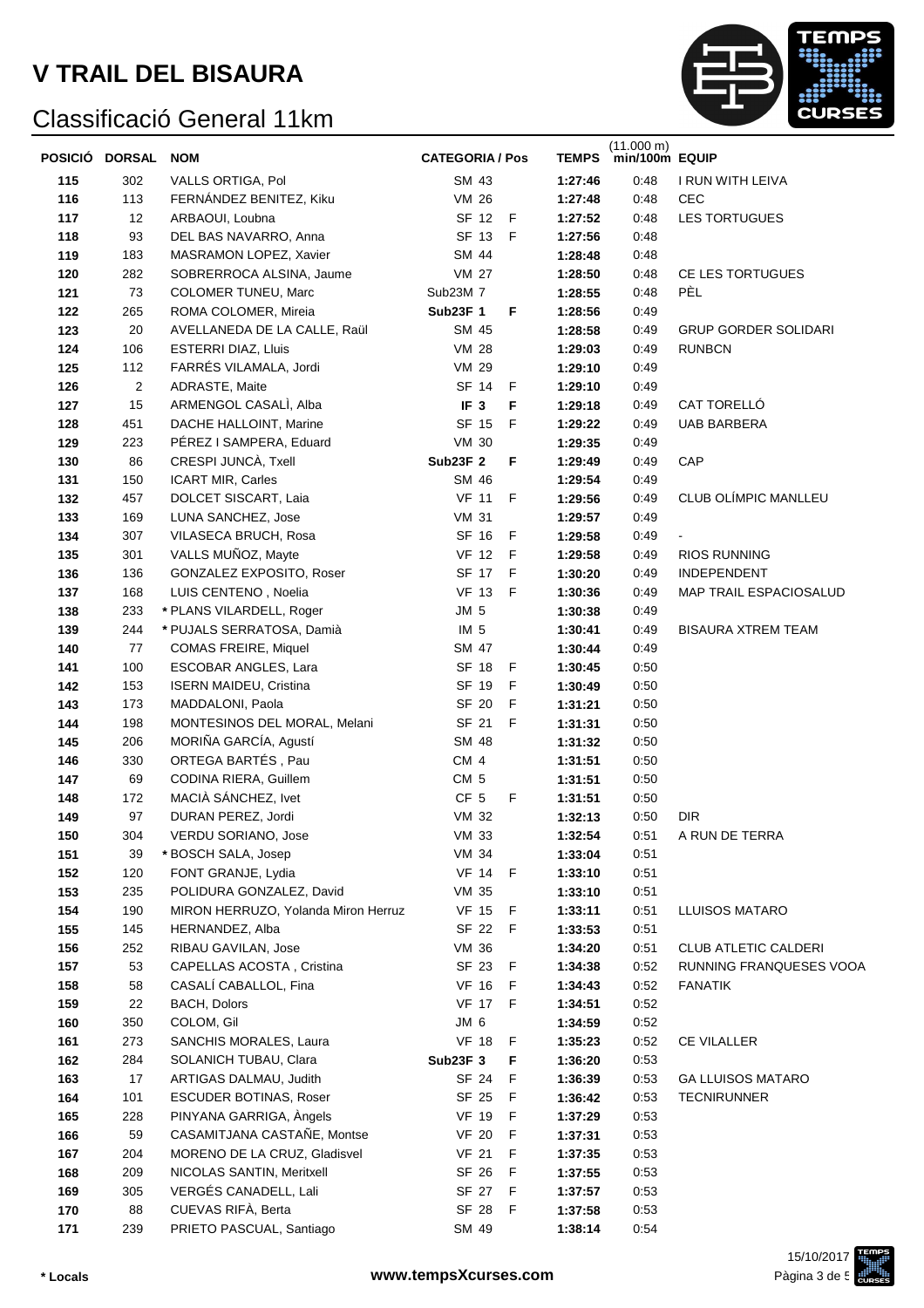# V TRAIL DEL BISAURA

## Classificació General 11km

| POSICIÓ | DORSAL | NOM | CATEGORIA / Pos | | | TEMPS | (11.000 m) min/100m | EQUIP |
|---|---|---|---|---|---|---|---|---|
| 115 | 302 | VALLS ORTIGA, Pol | SM | 43 | | 1:27:46 | 0:48 | I RUN WITH LEIVA |
| 116 | 113 | FERNÁNDEZ BENITEZ, Kiku | VM | 26 | | 1:27:48 | 0:48 | CEC |
| 117 | 12 | ARBAOUI, Loubna | SF | 12 | F | 1:27:52 | 0:48 | LES TORTUGUES |
| 118 | 93 | DEL BAS NAVARRO, Anna | SF | 13 | F | 1:27:56 | 0:48 | |
| 119 | 183 | MASRAMON LOPEZ, Xavier | SM | 44 | | 1:28:48 | 0:48 | |
| 120 | 282 | SOBRERROCA ALSINA, Jaume | VM | 27 | | 1:28:50 | 0:48 | CE LES TORTUGUES |
| 121 | 73 | COLOMER TUNEU, Marc | Sub23M | 7 | | 1:28:55 | 0:48 | PÈL |
| 122 | 265 | ROMA COLOMER, Mireia | **Sub23F** | **1** | **F** | 1:28:56 | 0:49 | |
| 123 | 20 | AVELLANEDA DE LA CALLE, Raül | SM | 45 | | 1:28:58 | 0:49 | GRUP GORDER SOLIDARI |
| 124 | 106 | ESTERRI DIAZ, Lluis | VM | 28 | | 1:29:03 | 0:49 | RUNBCN |
| 125 | 112 | FARRÉS VILAMALA, Jordi | VM | 29 | | 1:29:10 | 0:49 | |
| 126 | 2 | ADRASTE, Maite | SF | 14 | F | 1:29:10 | 0:49 | |
| 127 | 15 | ARMENGOL CASALÌ, Alba | **IF** | **3** | **F** | 1:29:18 | 0:49 | CAT TORELLÓ |
| 128 | 451 | DACHE HALLOINT, Marine | SF | 15 | F | 1:29:22 | 0:49 | UAB BARBERA |
| 129 | 223 | PÉREZ I SAMPERA, Eduard | VM | 30 | | 1:29:35 | 0:49 | |
| 130 | 86 | CRESPI JUNCÀ, Txell | **Sub23F** | **2** | **F** | 1:29:49 | 0:49 | CAP |
| 131 | 150 | ICART MIR, Carles | SM | 46 | | 1:29:54 | 0:49 | |
| 132 | 457 | DOLCET SISCART, Laia | VF | 11 | F | 1:29:56 | 0:49 | CLUB OLÍMPIC MANLLEU |
| 133 | 169 | LUNA SANCHEZ, Jose | VM | 31 | | 1:29:57 | 0:49 | |
| 134 | 307 | VILASECA BRUCH, Rosa | SF | 16 | F | 1:29:58 | 0:49 | - |
| 135 | 301 | VALLS MUÑOZ, Mayte | VF | 12 | F | 1:29:58 | 0:49 | RIOS RUNNING |
| 136 | 136 | GONZALEZ EXPOSITO, Roser | SF | 17 | F | 1:30:20 | 0:49 | INDEPENDENT |
| 137 | 168 | LUIS CENTENO , Noelia | VF | 13 | F | 1:30:36 | 0:49 | MAP TRAIL ESPACIOSALUD |
| 138 | 233 | * PLANS VILARDELL, Roger | JM | 5 | | 1:30:38 | 0:49 | |
| 139 | 244 | * PUJALS SERRATOSA, Damià | IM | 5 | | 1:30:41 | 0:49 | BISAURA XTREM TEAM |
| 140 | 77 | COMAS FREIRE, Miquel | SM | 47 | | 1:30:44 | 0:49 | |
| 141 | 100 | ESCOBAR ANGLES, Lara | SF | 18 | F | 1:30:45 | 0:50 | |
| 142 | 153 | ISERN MAIDEU, Cristina | SF | 19 | F | 1:30:49 | 0:50 | |
| 143 | 173 | MADDALONI, Paola | SF | 20 | F | 1:31:21 | 0:50 | |
| 144 | 198 | MONTESINOS DEL MORAL, Melani | SF | 21 | F | 1:31:31 | 0:50 | |
| 145 | 206 | MORIÑA GARCÍA, Agustí | SM | 48 | | 1:31:32 | 0:50 | |
| 146 | 330 | ORTEGA BARTÉS , Pau | CM | 4 | | 1:31:51 | 0:50 | |
| 147 | 69 | CODINA RIERA, Guillem | CM | 5 | | 1:31:51 | 0:50 | |
| 148 | 172 | MACIÀ SÁNCHEZ, Ivet | CF | 5 | F | 1:31:51 | 0:50 | |
| 149 | 97 | DURAN PEREZ, Jordi | VM | 32 | | 1:32:13 | 0:50 | DIR |
| 150 | 304 | VERDU SORIANO, Jose | VM | 33 | | 1:32:54 | 0:51 | A RUN DE TERRA |
| 151 | 39 | * BOSCH SALA, Josep | VM | 34 | | 1:33:04 | 0:51 | |
| 152 | 120 | FONT GRANJE, Lydia | VF | 14 | F | 1:33:10 | 0:51 | |
| 153 | 235 | POLIDURA GONZALEZ, David | VM | 35 | | 1:33:10 | 0:51 | |
| 154 | 190 | MIRON HERRUZO, Yolanda Miron Herruz | VF | 15 | F | 1:33:11 | 0:51 | LLUISOS MATARO |
| 155 | 145 | HERNANDEZ, Alba | SF | 22 | F | 1:33:53 | 0:51 | |
| 156 | 252 | RIBAU GAVILAN, Jose | VM | 36 | | 1:34:20 | 0:51 | CLUB ATLETIC CALDERI |
| 157 | 53 | CAPELLAS ACOSTA , Cristina | SF | 23 | F | 1:34:38 | 0:52 | RUNNING FRANQUESES VOOA |
| 158 | 58 | CASALÍ CABALLOL, Fina | VF | 16 | F | 1:34:43 | 0:52 | FANATIK |
| 159 | 22 | BACH, Dolors | VF | 17 | F | 1:34:51 | 0:52 | |
| 160 | 350 | COLOM, Gil | JM | 6 | | 1:34:59 | 0:52 | |
| 161 | 273 | SANCHIS MORALES, Laura | VF | 18 | F | 1:35:23 | 0:52 | CE VILALLER |
| 162 | 284 | SOLANICH TUBAU, Clara | **Sub23F** | **3** | **F** | 1:36:20 | 0:53 | |
| 163 | 17 | ARTIGAS DALMAU, Judith | SF | 24 | F | 1:36:39 | 0:53 | GA LLUISOS MATARO |
| 164 | 101 | ESCUDER BOTINAS, Roser | SF | 25 | F | 1:36:42 | 0:53 | TECNIRUNNER |
| 165 | 228 | PINYANA GARRIGA, Àngels | VF | 19 | F | 1:37:29 | 0:53 | |
| 166 | 59 | CASAMITJANA CASTAÑE, Montse | VF | 20 | F | 1:37:31 | 0:53 | |
| 167 | 204 | MORENO DE LA CRUZ, Gladisvel | VF | 21 | F | 1:37:35 | 0:53 | |
| 168 | 209 | NICOLAS SANTIN, Meritxell | SF | 26 | F | 1:37:55 | 0:53 | |
| 169 | 305 | VERGÉS CANADELL, Lali | SF | 27 | F | 1:37:57 | 0:53 | |
| 170 | 88 | CUEVAS RIFÀ, Berta | SF | 28 | F | 1:37:58 | 0:53 | |
| 171 | 239 | PRIETO PASCUAL, Santiago | SM | 49 | | 1:38:14 | 0:54 | |

\* Locals

www.tempsXcurses.com

15/10/2017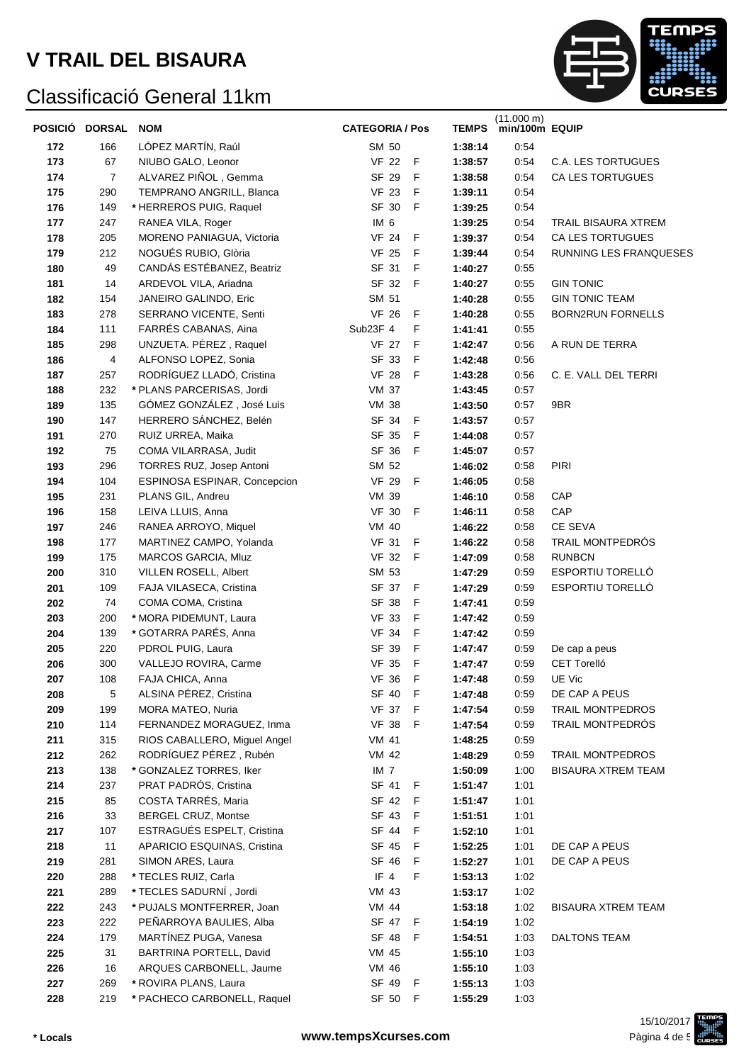# V TRAIL DEL BISAURA

## Classificació General 11km

| POSICIÓ | DORSAL | NOM | CATEGORIA / Pos | | TEMPS | (11.000 m) min/100m | EQUIP |
|---|---|---|---|---|---|---|---|
| 172 | 166 | LÓPEZ MARTÍN, Raúl | SM 50 | | **1:38:14** | 0:54 | |
| 173 | 67 | NIUBO GALO, Leonor | VF 22 | F | **1:38:57** | 0:54 | C.A. LES TORTUGUES |
| 174 | 7 | ALVAREZ PIÑOL , Gemma | SF 29 | F | **1:38:58** | 0:54 | CA LES TORTUGUES |
| 175 | 290 | TEMPRANO ANGRILL, Blanca | VF 23 | F | **1:39:11** | 0:54 | |
| 176 | 149 | * HERREROS PUIG, Raquel | SF 30 | F | **1:39:25** | 0:54 | |
| 177 | 247 | RANEA VILA, Roger | IM 6 | | **1:39:25** | 0:54 | TRAIL BISAURA XTREM |
| 178 | 205 | MORENO PANIAGUA, Victoria | VF 24 | F | **1:39:37** | 0:54 | CA LES TORTUGUES |
| 179 | 212 | NOGUÉS RUBIO, Glòria | VF 25 | F | **1:39:44** | 0:54 | RUNNING LES FRANQUESES |
| 180 | 49 | CANDÁS ESTÉBANEZ, Beatriz | SF 31 | F | **1:40:27** | 0:55 | |
| 181 | 14 | ARDEVOL VILA, Ariadna | SF 32 | F | **1:40:27** | 0:55 | GIN TONIC |
| 182 | 154 | JANEIRO GALINDO, Eric | SM 51 | | **1:40:28** | 0:55 | GIN TONIC TEAM |
| 183 | 278 | SERRANO VICENTE, Senti | VF 26 | F | **1:40:28** | 0:55 | BORN2RUN FORNELLS |
| 184 | 111 | FARRÉS CABANAS, Aina | Sub23F 4 | F | **1:41:41** | 0:55 | |
| 185 | 298 | UNZUETA. PÉREZ , Raquel | VF 27 | F | **1:42:47** | 0:56 | A RUN DE TERRA |
| 186 | 4 | ALFONSO LOPEZ, Sonia | SF 33 | F | **1:42:48** | 0:56 | |
| 187 | 257 | RODRÍGUEZ LLADÓ, Cristina | VF 28 | F | **1:43:28** | 0:56 | C. E. VALL DEL TERRI |
| 188 | 232 | * PLANS PARCERISAS, Jordi | VM 37 | | **1:43:45** | 0:57 | |
| 189 | 135 | GÓMEZ GONZÁLEZ , José Luis | VM 38 | | **1:43:50** | 0:57 | 9BR |
| 190 | 147 | HERRERO SÁNCHEZ, Belén | SF 34 | F | **1:43:57** | 0:57 | |
| 191 | 270 | RUIZ URREA, Maika | SF 35 | F | **1:44:08** | 0:57 | |
| 192 | 75 | COMA VILARRASA, Judit | SF 36 | F | **1:45:07** | 0:57 | |
| 193 | 296 | TORRES RUZ, Josep Antoni | SM 52 | | **1:46:02** | 0:58 | PIRI |
| 194 | 104 | ESPINOSA ESPINAR, Concepcion | VF 29 | F | **1:46:05** | 0:58 | |
| 195 | 231 | PLANS GIL, Andreu | VM 39 | | **1:46:10** | 0:58 | CAP |
| 196 | 158 | LEIVA LLUIS, Anna | VF 30 | F | **1:46:11** | 0:58 | CAP |
| 197 | 246 | RANEA ARROYO, Miquel | VM 40 | | **1:46:22** | 0:58 | CE SEVA |
| 198 | 177 | MARTINEZ CAMPO, Yolanda | VF 31 | F | **1:46:22** | 0:58 | TRAIL MONTPEDRÓS |
| 199 | 175 | MARCOS GARCIA, Mluz | VF 32 | F | **1:47:09** | 0:58 | RUNBCN |
| 200 | 310 | VILLEN ROSELL, Albert | SM 53 | | **1:47:29** | 0:59 | ESPORTIU TORELLÓ |
| 201 | 109 | FAJA VILASECA, Cristina | SF 37 | F | **1:47:29** | 0:59 | ESPORTIU TORELLÓ |
| 202 | 74 | COMA COMA, Cristina | SF 38 | F | **1:47:41** | 0:59 | |
| 203 | 200 | * MORA PIDEMUNT, Laura | VF 33 | F | **1:47:42** | 0:59 | |
| 204 | 139 | * GOTARRA PARÉS, Anna | VF 34 | F | **1:47:42** | 0:59 | |
| 205 | 220 | PDROL PUIG, Laura | SF 39 | F | **1:47:47** | 0:59 | De cap a peus |
| 206 | 300 | VALLEJO ROVIRA, Carme | VF 35 | F | **1:47:47** | 0:59 | CET Torelló |
| 207 | 108 | FAJA CHICA, Anna | VF 36 | F | **1:47:48** | 0:59 | UE Vic |
| 208 | 5 | ALSINA PÉREZ, Cristina | SF 40 | F | **1:47:48** | 0:59 | DE CAP A PEUS |
| 209 | 199 | MORA MATEO, Nuria | VF 37 | F | **1:47:54** | 0:59 | TRAIL MONTPEDROS |
| 210 | 114 | FERNANDEZ MORAGUEZ, Inma | VF 38 | F | **1:47:54** | 0:59 | TRAIL MONTPEDRÓS |
| 211 | 315 | RIOS CABALLERO, Miguel Angel | VM 41 | | **1:48:25** | 0:59 | |
| 212 | 262 | RODRÍGUEZ PÉREZ , Rubén | VM 42 | | **1:48:29** | 0:59 | TRAIL MONTPEDROS |
| 213 | 138 | * GONZALEZ TORRES, Iker | IM 7 | | **1:50:09** | 1:00 | BISAURA XTREM TEAM |
| 214 | 237 | PRAT PADRÓS, Cristina | SF 41 | F | **1:51:47** | 1:01 | |
| 215 | 85 | COSTA TARRÉS, Maria | SF 42 | F | **1:51:47** | 1:01 | |
| 216 | 33 | BERGEL CRUZ, Montse | SF 43 | F | **1:51:51** | 1:01 | |
| 217 | 107 | ESTRAGUÉS ESPELT, Cristina | SF 44 | F | **1:52:10** | 1:01 | |
| 218 | 11 | APARICIO ESQUINAS, Cristina | SF 45 | F | **1:52:25** | 1:01 | DE CAP A PEUS |
| 219 | 281 | SIMON ARES, Laura | SF 46 | F | **1:52:27** | 1:01 | DE CAP A PEUS |
| 220 | 288 | * TECLES RUIZ, Carla | IF 4 | F | **1:53:13** | 1:02 | |
| 221 | 289 | * TECLES SADURNÍ , Jordi | VM 43 | | **1:53:17** | 1:02 | |
| 222 | 243 | * PUJALS MONTFERRER, Joan | VM 44 | | **1:53:18** | 1:02 | BISAURA XTREM TEAM |
| 223 | 222 | PEÑARROYA BAULIES, Alba | SF 47 | F | **1:54:19** | 1:02 | |
| 224 | 179 | MARTÍNEZ PUGA, Vanesa | SF 48 | F | **1:54:51** | 1:03 | DALTONS TEAM |
| 225 | 31 | BARTRINA PORTELL, David | VM 45 | | **1:55:10** | 1:03 | |
| 226 | 16 | ARQUES CARBONELL, Jaume | VM 46 | | **1:55:10** | 1:03 | |
| 227 | 269 | * ROVIRA PLANS, Laura | SF 49 | F | **1:55:13** | 1:03 | |
| 228 | 219 | * PACHECO CARBONELL, Raquel | SF 50 | F | **1:55:29** | 1:03 | |

**\* Locals**

**www.tempsXcurses.com**

15/10/2017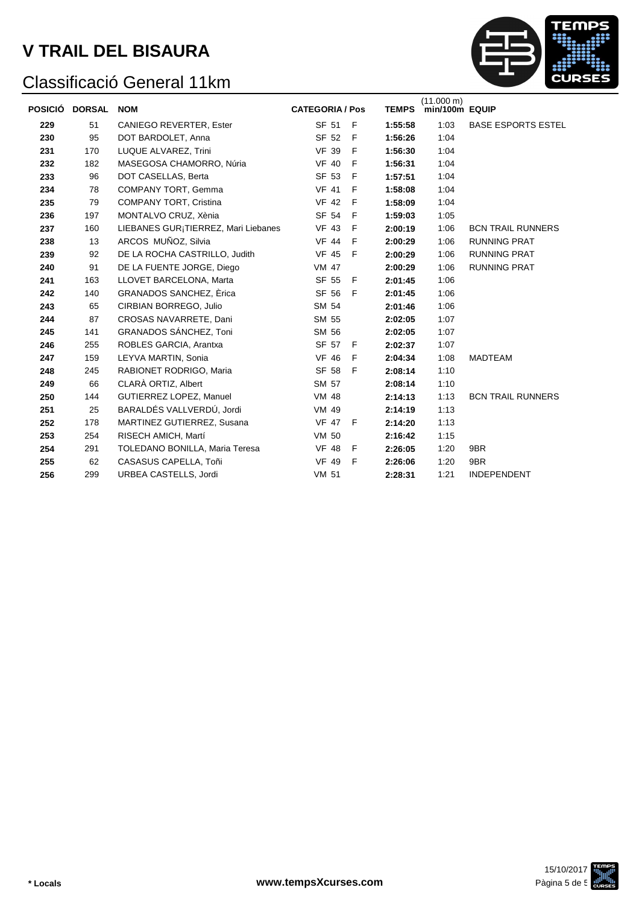# V TRAIL DEL BISAURA

## Classificació General 11km

| POSICIÓ | DORSAL | NOM | CATEGORIA / Pos | | TEMPS | (11.000 m) min/100m | EQUIP |
|---|---|---|---|---|---|---|---|
| 229 | 51 | CANIEGO REVERTER, Ester | SF 51 | F | 1:55:58 | 1:03 | BASE ESPORTS ESTEL |
| 230 | 95 | DOT BARDOLET, Anna | SF 52 | F | 1:56:26 | 1:04 | |
| 231 | 170 | LUQUE ALVAREZ, Trini | VF 39 | F | 1:56:30 | 1:04 | |
| 232 | 182 | MASEGOSA CHAMORRO, Núria | VF 40 | F | 1:56:31 | 1:04 | |
| 233 | 96 | DOT CASELLAS, Berta | SF 53 | F | 1:57:51 | 1:04 | |
| 234 | 78 | COMPANY TORT, Gemma | VF 41 | F | 1:58:08 | 1:04 | |
| 235 | 79 | COMPANY TORT, Cristina | VF 42 | F | 1:58:09 | 1:04 | |
| 236 | 197 | MONTALVO CRUZ, Xènia | SF 54 | F | 1:59:03 | 1:05 | |
| 237 | 160 | LIEBANES GUR¡TIERREZ, Mari Liebanes | VF 43 | F | 2:00:19 | 1:06 | BCN TRAIL RUNNERS |
| 238 | 13 | ARCOS MUÑOZ, Silvia | VF 44 | F | 2:00:29 | 1:06 | RUNNING PRAT |
| 239 | 92 | DE LA ROCHA CASTRILLO, Judith | VF 45 | F | 2:00:29 | 1:06 | RUNNING PRAT |
| 240 | 91 | DE LA FUENTE JORGE, Diego | VM 47 | | 2:00:29 | 1:06 | RUNNING PRAT |
| 241 | 163 | LLOVET BARCELONA, Marta | SF 55 | F | 2:01:45 | 1:06 | |
| 242 | 140 | GRANADOS SANCHEZ, Èrica | SF 56 | F | 2:01:45 | 1:06 | |
| 243 | 65 | CIRBIAN BORREGO, Julio | SM 54 | | 2:01:46 | 1:06 | |
| 244 | 87 | CROSAS NAVARRETE, Dani | SM 55 | | 2:02:05 | 1:07 | |
| 245 | 141 | GRANADOS SÁNCHEZ, Toni | SM 56 | | 2:02:05 | 1:07 | |
| 246 | 255 | ROBLES GARCIA, Arantxa | SF 57 | F | 2:02:37 | 1:07 | |
| 247 | 159 | LEYVA MARTIN, Sonia | VF 46 | F | 2:04:34 | 1:08 | MADTEAM |
| 248 | 245 | RABIONET RODRIGO, Maria | SF 58 | F | 2:08:14 | 1:10 | |
| 249 | 66 | CLARÀ ORTIZ, Albert | SM 57 | | 2:08:14 | 1:10 | |
| 250 | 144 | GUTIERREZ LOPEZ, Manuel | VM 48 | | 2:14:13 | 1:13 | BCN TRAIL RUNNERS |
| 251 | 25 | BARALDÉS VALLVERDÚ, Jordi | VM 49 | | 2:14:19 | 1:13 | |
| 252 | 178 | MARTINEZ GUTIERREZ, Susana | VF 47 | F | 2:14:20 | 1:13 | |
| 253 | 254 | RISECH AMICH, Martí | VM 50 | | 2:16:42 | 1:15 | |
| 254 | 291 | TOLEDANO BONILLA, Maria Teresa | VF 48 | F | 2:26:05 | 1:20 | 9BR |
| 255 | 62 | CASASUS CAPELLA, Toñi | VF 49 | F | 2:26:06 | 1:20 | 9BR |
| 256 | 299 | URBEA CASTELLS, Jordi | VM 51 | | 2:28:31 | 1:21 | INDEPENDENT |

\* Locals

www.tempsXcurses.com

15/10/2017